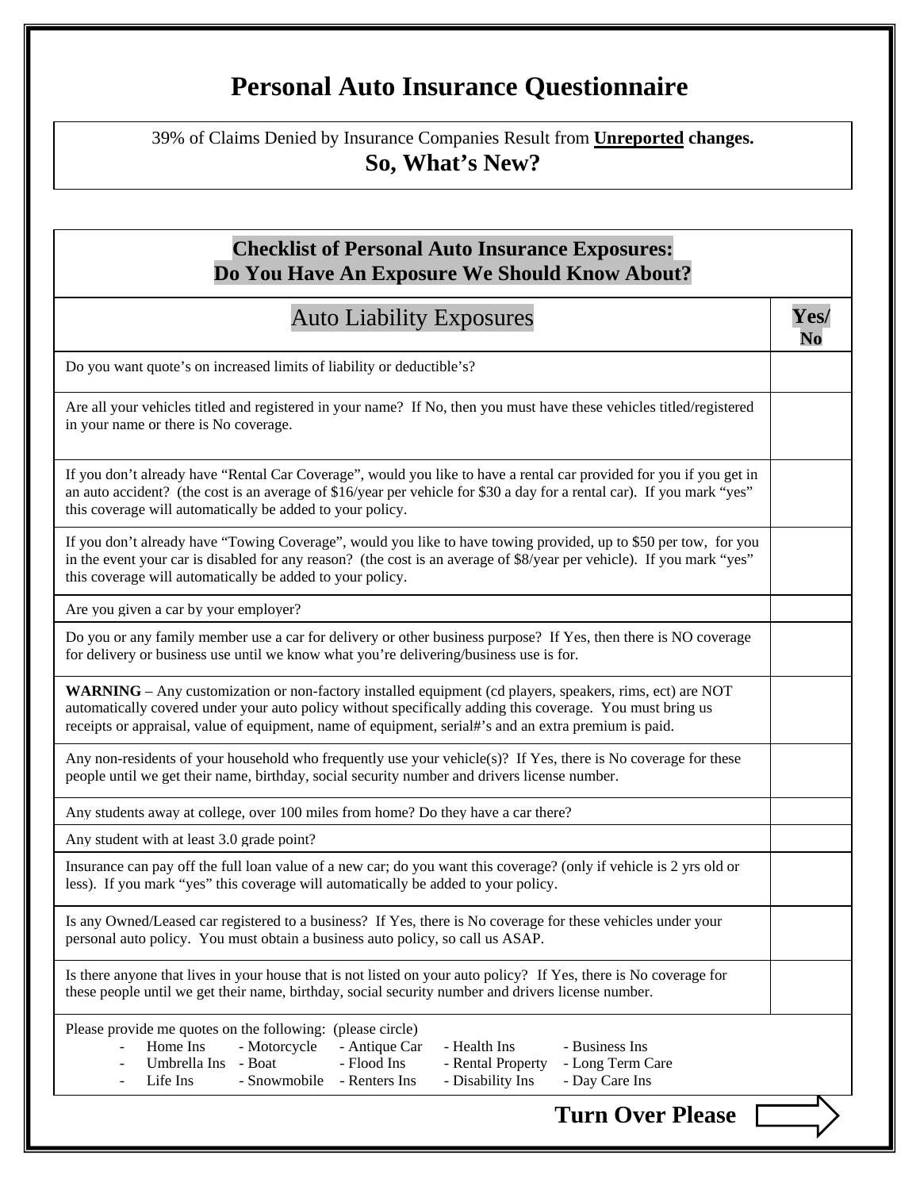# Personal Auto Insurance Questionnaire

39% of Claims Denied by Insurance Companies Result from **Unreported changes.**

**So, What's New?**

## Checklist of Personal Auto Insurance Exposures: Do You Have An Exposure We Should Know About?

| Auto Liability Exposures | Yes/ No |
|---|---|
| Do you want quote's on increased limits of liability or deductible's? | |
| Are all your vehicles titled and registered in your name? If No, then you must have these vehicles titled/registered in your name or there is No coverage. | |
| If you don't already have "Rental Car Coverage", would you like to have a rental car provided for you if you get in an auto accident? (the cost is an average of $16/year per vehicle for $30 a day for a rental car). If you mark "yes" this coverage will automatically be added to your policy. | |
| If you don't already have "Towing Coverage", would you like to have towing provided, up to $50 per tow, for you in the event your car is disabled for any reason? (the cost is an average of $8/year per vehicle). If you mark "yes" this coverage will automatically be added to your policy. | |
| Are you given a car by your employer? | |
| Do you or any family member use a car for delivery or other business purpose? If Yes, then there is NO coverage for delivery or business use until we know what you're delivering/business use is for. | |
| **WARNING** – Any customization or non-factory installed equipment (cd players, speakers, rims, ect) are NOT automatically covered under your auto policy without specifically adding this coverage. You must bring us receipts or appraisal, value of equipment, name of equipment, serial#'s and an extra premium is paid. | |
| Any non-residents of your household who frequently use your vehicle(s)? If Yes, there is No coverage for these people until we get their name, birthday, social security number and drivers license number. | |
| Any students away at college, over 100 miles from home? Do they have a car there? | |
| Any student with at least 3.0 grade point? | |
| Insurance can pay off the full loan value of a new car; do you want this coverage? (only if vehicle is 2 yrs old or less). If you mark "yes" this coverage will automatically be added to your policy. | |
| Is any Owned/Leased car registered to a business? If Yes, there is No coverage for these vehicles under your personal auto policy. You must obtain a business auto policy, so call us ASAP. | |
| Is there anyone that lives in your house that is not listed on your auto policy? If Yes, there is No coverage for these people until we get their name, birthday, social security number and drivers license number. | |

Please provide me quotes on the following: (please circle)

- Home Ins - Motorcycle - Antique Car - Health Ins - Business Ins
- Umbrella Ins - Boat - Flood Ins - Rental Property - Long Term Care
- Life Ins - Snowmobile - Renters Ins - Disability Ins - Day Care Ins

**Turn Over Please**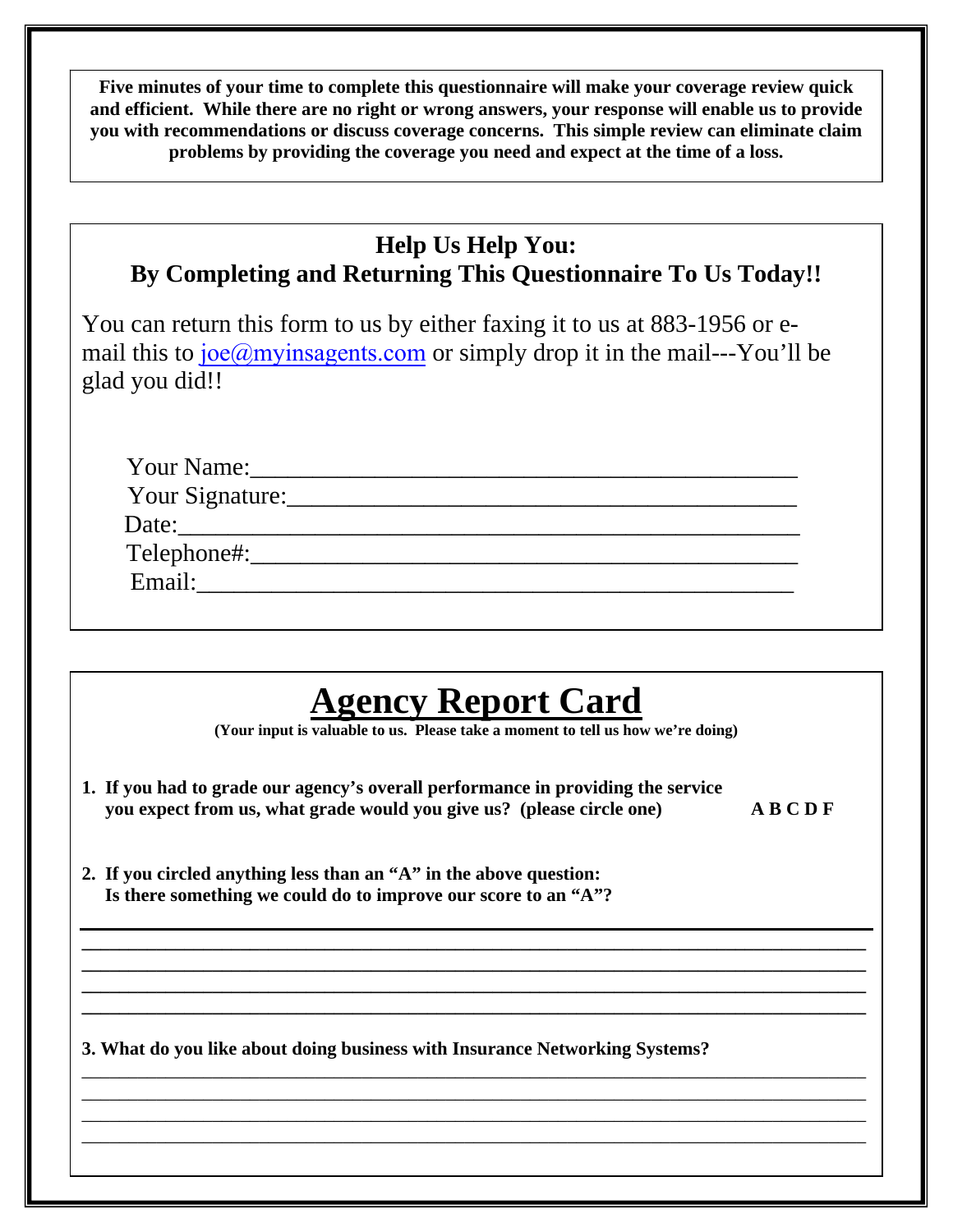**Five minutes of your time to complete this questionnaire will make your coverage review quick and efficient. While there are no right or wrong answers, your response will enable us to provide you with recommendations or discuss coverage concerns. This simple review can eliminate claim problems by providing the coverage you need and expect at the time of a loss.**

## Help Us Help You:
## By Completing and Returning This Questionnaire To Us Today!!

You can return this form to us by either faxing it to us at 883-1956 or e-mail this to joe@myinsagents.com or simply drop it in the mail---You'll be glad you did!!

Your Name:_______________________________________________

Your Signature:____________________________________________

Date:____________________________________________________

Telephone#:_______________________________________________

Email:___________________________________________________

# Agency Report Card

**(Your input is valuable to us. Please take a moment to tell us how we're doing)**

1. **If you had to grade our agency's overall performance in providing the service you expect from us, what grade would you give us? (please circle one)** **A B C D F**

2. **If you circled anything less than an "A" in the above question: Is there something we could do to improve our score to an "A"?**

______________________________________________________________________________

______________________________________________________________________________

______________________________________________________________________________

______________________________________________________________________________

**3. What do you like about doing business with Insurance Networking Systems?**

______________________________________________________________________________

______________________________________________________________________________

______________________________________________________________________________

______________________________________________________________________________